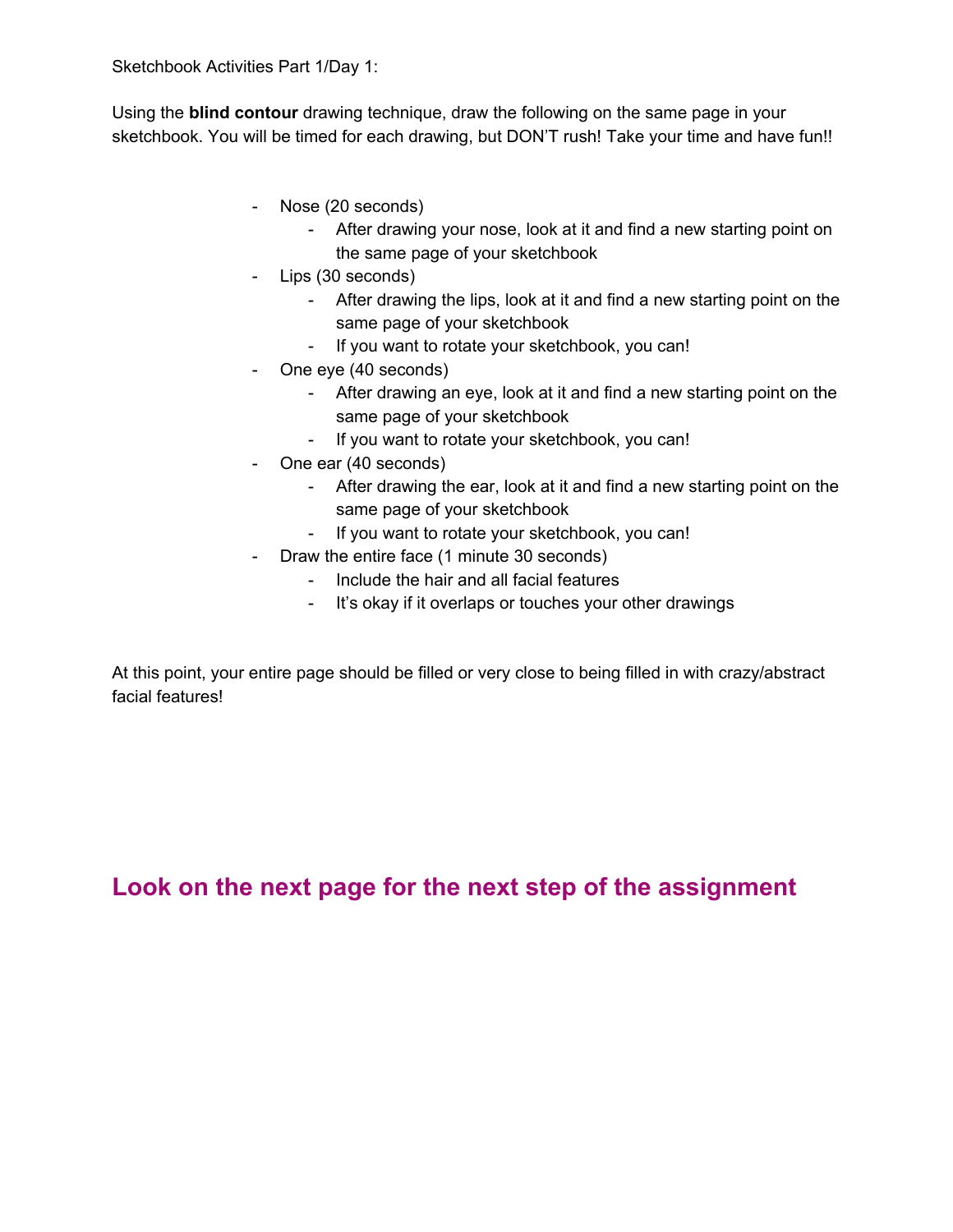Sketchbook Activities Part 1/Day 1:

Using the **blind contour** drawing technique, draw the following on the same page in your sketchbook. You will be timed for each drawing, but DON'T rush! Take your time and have fun!!

- Nose (20 seconds)
  - After drawing your nose, look at it and find a new starting point on the same page of your sketchbook
- Lips (30 seconds)
  - After drawing the lips, look at it and find a new starting point on the same page of your sketchbook
  - If you want to rotate your sketchbook, you can!
- One eye (40 seconds)
  - After drawing an eye, look at it and find a new starting point on the same page of your sketchbook
  - If you want to rotate your sketchbook, you can!
- One ear (40 seconds)
  - After drawing the ear, look at it and find a new starting point on the same page of your sketchbook
  - If you want to rotate your sketchbook, you can!
- Draw the entire face (1 minute 30 seconds)
  - Include the hair and all facial features
  - It's okay if it overlaps or touches your other drawings

At this point, your entire page should be filled or very close to being filled in with crazy/abstract facial features!

## Look on the next page for the next step of the assignment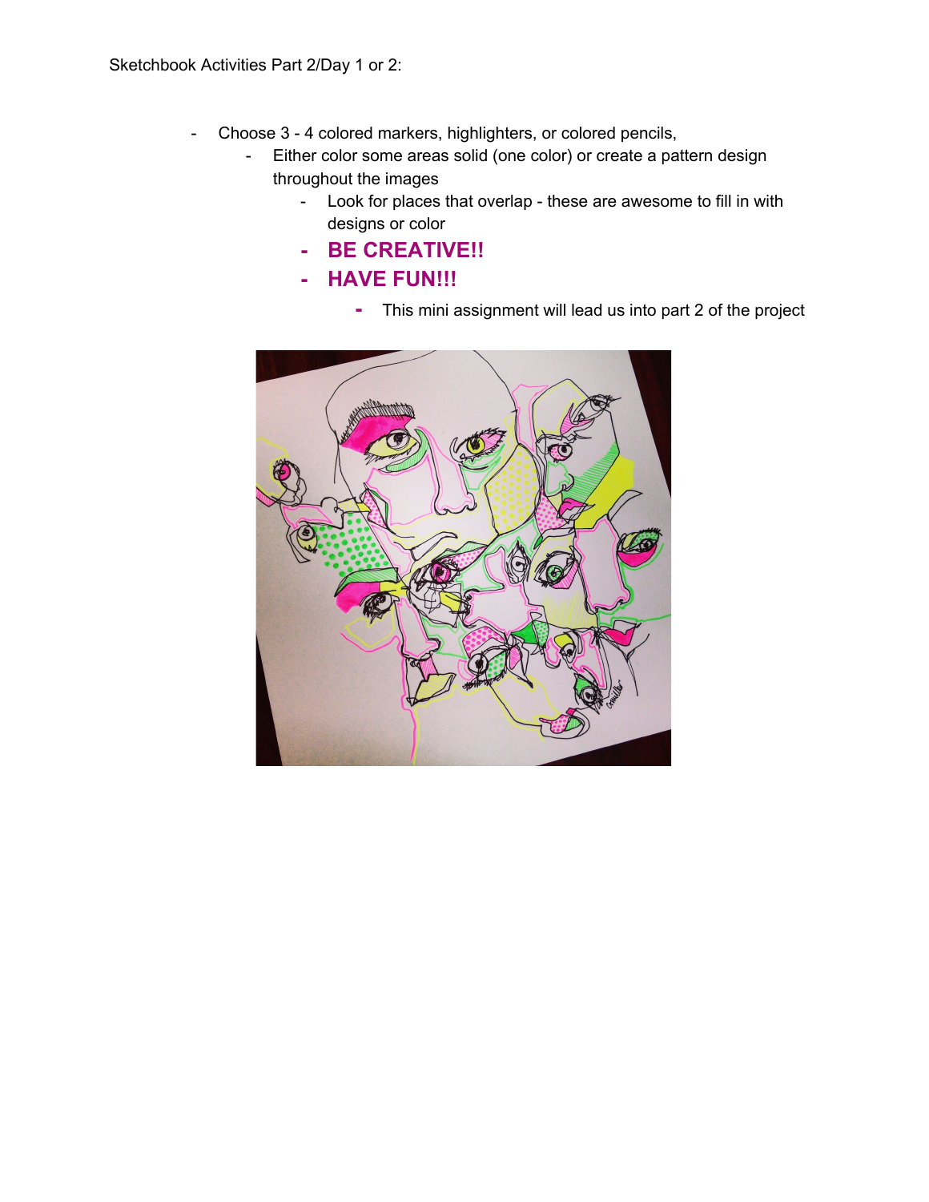Sketchbook Activities Part 2/Day 1 or 2:

- Choose 3 - 4 colored markers, highlighters, or colored pencils,
  - Either color some areas solid (one color) or create a pattern design throughout the images
    - Look for places that overlap - these are awesome to fill in with designs or color
    - **BE CREATIVE!!**
    - **HAVE FUN!!!**
      - This mini assignment will lead us into part 2 of the project